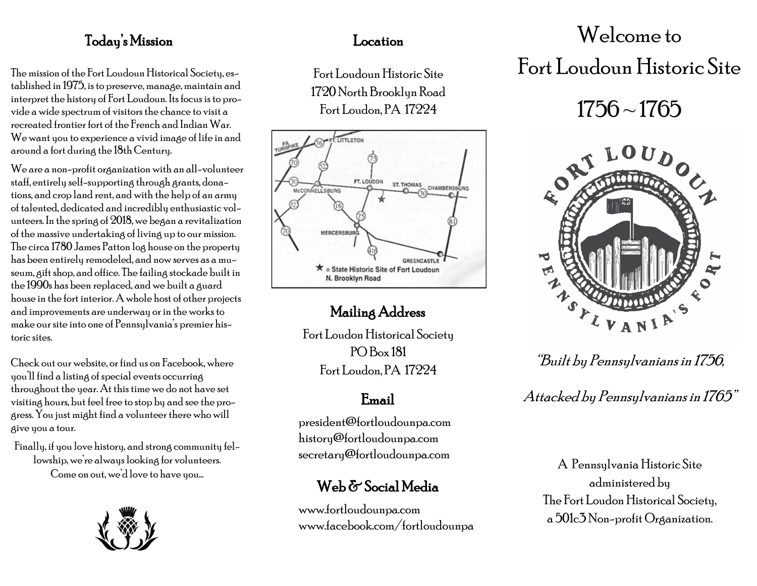## Today's Mission

The mission of the Fort Loudoun Historical Society, established in 1975, is to preserve, manage, maintain and interpret the history of Fort Loudoun. Its focus is to provide a wide spectrum of visitors the chance to visit a recreated frontier fort of the French and Indian War. We want you to experience a vivid image of life in and around a fort during the 18th Century.

We are a non-profit organization with an all-volunteer staff, entirely self-supporting through grants, donations, and crop land rent, and with the help of an army of talented, dedicated and incredibly enthusiastic volunteers. In the spring of 2018, we began a revitalization of the massive undertaking of living up to our mission. The circa 1780 James Patton log house on the property has been entirely remodeled, and now serves as a museum, gift shop, and office. The failing stockade built in the 1990s has been replaced, and we built a guard house in the fort interior. A whole host of other projects and improvements are underway or in the works to make our site into one of Pennsylvania's premier historic sites.

Check out our website, or find us on Facebook, where you'll find a listing of special events occurring throughout the year. At this time we do not have set visiting hours, but feel free to stop by and see the progress. You just might find a volunteer there who will give you a tour.

Finally, if you love history, and strong community fellowship, we're always looking for volunteers. Come on out, we'd love to have you...

## Location

Fort Loudoun Historic Site
1720 North Brooklyn Road
Fort Loudon, PA 17224

★ = State Historic Site of Fort Loudoun N. Brooklyn Road

## Mailing Address

Fort Loudon Historical Society
PO Box 181
Fort Loudon, PA 17224

## Email

president@fortloudounpa.com
history@fortloudounpa.com
secretary@fortloudounpa.com

## Web & Social Media

www.fortloudounpa.com
www.facebook.com/fortloudounpa

# Welcome to Fort Loudoun Historic Site

# 1756 ~ 1765

FORT LOUDOUN PENNSYLVANIA'S FORT

*"Built by Pennsylvanians in 1756,*

*Attacked by Pennsylvanians in 1765"*

A Pennsylvania Historic Site administered by The Fort Loudon Historical Society, a 501c3 Non-profit Organization.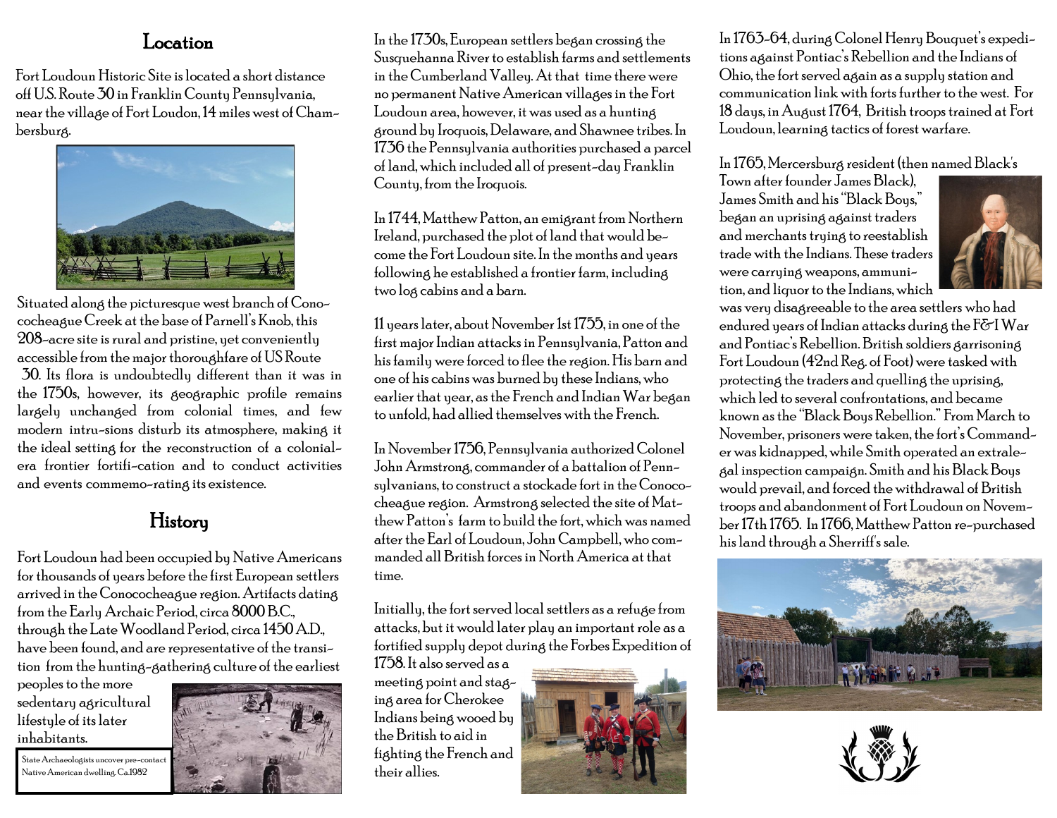## Location

Fort Loudoun Historic Site is located a short distance off U.S. Route 30 in Franklin County Pennsylvania, near the village of Fort Loudon, 14 miles west of Chambersburg.

Situated along the picturesque west branch of Conococheague Creek at the base of Parnell's Knob, this 208-acre site is rural and pristine, yet conveniently accessible from the major thoroughfare of US Route 30. Its flora is undoubtedly different than it was in the 1750s, however, its geographic profile remains largely unchanged from colonial times, and few modern intru-sions disturb its atmosphere, making it the ideal setting for the reconstruction of a colonial-era frontier fortifi-cation and to conduct activities and events commemo-rating its existence.

## History

Fort Loudoun had been occupied by Native Americans for thousands of years before the first European settlers arrived in the Conococheague region. Artifacts dating from the Early Archaic Period, circa 8000 B.C., through the Late Woodland Period, circa 1450 A.D., have been found, and are representative of the transition from the hunting-gathering culture of the earliest peoples to the more sedentary agricultural lifestyle of its later inhabitants.

State Archaeologists uncover pre-contact Native American dwelling. Ca.1982

In the 1730s, European settlers began crossing the Susquehanna River to establish farms and settlements in the Cumberland Valley. At that time there were no permanent Native American villages in the Fort Loudoun area, however, it was used as a hunting ground by Iroquois, Delaware, and Shawnee tribes. In 1736 the Pennsylvania authorities purchased a parcel of land, which included all of present-day Franklin County, from the Iroquois.

In 1744, Matthew Patton, an emigrant from Northern Ireland, purchased the plot of land that would become the Fort Loudoun site. In the months and years following he established a frontier farm, including two log cabins and a barn.

11 years later, about November 1st 1755, in one of the first major Indian attacks in Pennsylvania, Patton and his family were forced to flee the region. His barn and one of his cabins was burned by these Indians, who earlier that year, as the French and Indian War began to unfold, had allied themselves with the French.

In November 1756, Pennsylvania authorized Colonel John Armstrong, commander of a battalion of Pennsylvanians, to construct a stockade fort in the Conococheague region. Armstrong selected the site of Matthew Patton's farm to build the fort, which was named after the Earl of Loudoun, John Campbell, who commanded all British forces in North America at that time.

Initially, the fort served local settlers as a refuge from attacks, but it would later play an important role as a fortified supply depot during the Forbes Expedition of 1758. It also served as a meeting point and staging area for Cherokee Indians being wooed by the British to aid in fighting the French and their allies.

In 1763-64, during Colonel Henry Bouquet's expeditions against Pontiac's Rebellion and the Indians of Ohio, the fort served again as a supply station and communication link with forts further to the west. For 18 days, in August 1764, British troops trained at Fort Loudoun, learning tactics of forest warfare.

In 1765, Mercersburg resident (then named Black's Town after founder James Black), James Smith and his "Black Boys," began an uprising against traders and merchants trying to reestablish trade with the Indians. These traders were carrying weapons, ammunition, and liquor to the Indians, which was very disagreeable to the area settlers who had endured years of Indian attacks during the F&I War and Pontiac's Rebellion. British soldiers garrisoning Fort Loudoun (42nd Reg. of Foot) were tasked with protecting the traders and quelling the uprising, which led to several confrontations, and became known as the "Black Boys Rebellion." From March to November, prisoners were taken, the fort's Commander was kidnapped, while Smith operated an extralegal inspection campaign. Smith and his Black Boys would prevail, and forced the withdrawal of British troops and abandonment of Fort Loudoun on November 17th 1765. In 1766, Matthew Patton re-purchased his land through a Sherriff's sale.